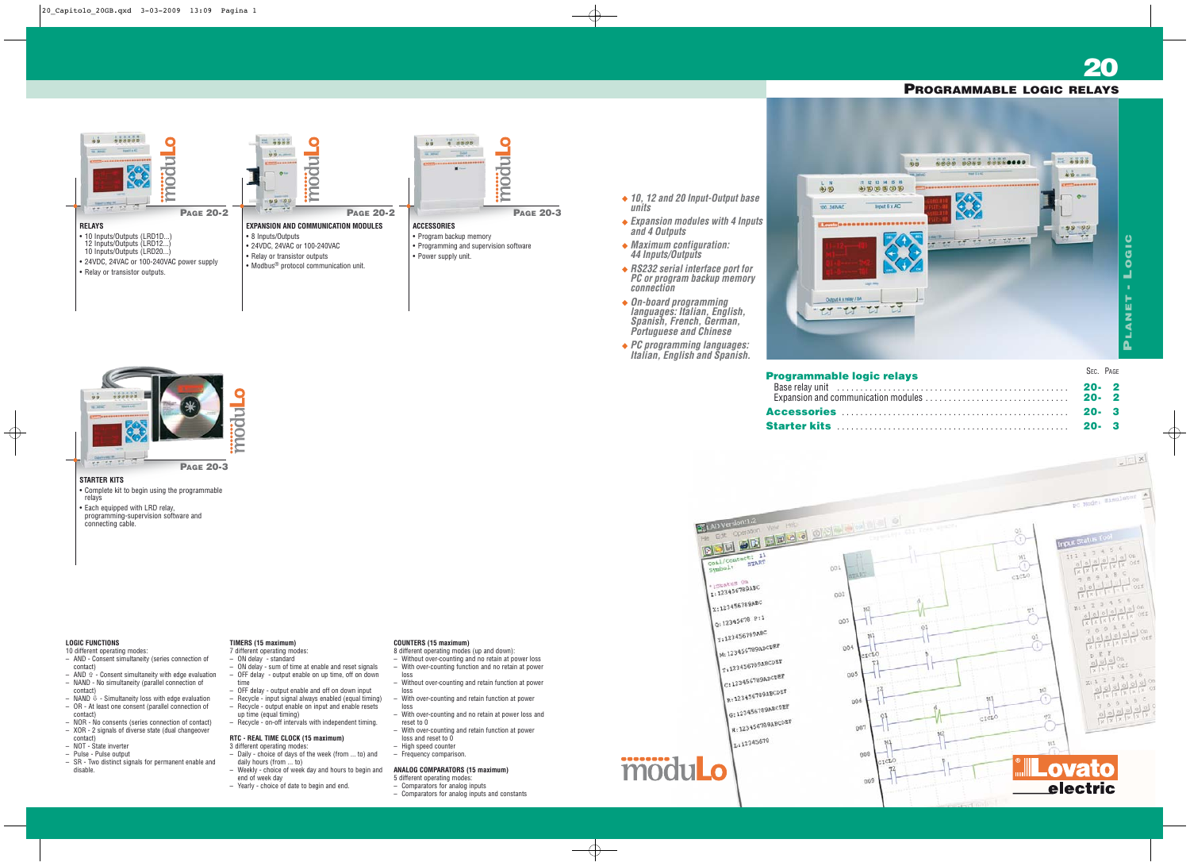# 20 PROGRAMMABLE LOGIC RELAYS

### RELAYS

PAGE 20-2

- 10 Inputs/Outputs (LRD10...)
  12 Inputs/Outputs (LRD12...)
  10 Inputs/Outputs (LRD20...)
- 24VDC, 24VAC or 100-240VAC power supply
- Relay or transistor outputs.

### EXPANSION AND COMMUNICATION MODULES

PAGE 20-2

- 8 Inputs/Outputs
- 24VDC, 24VAC or 100-240VAC
- Relay or transistor outputs
- Modbus® protocol communication unit.

### ACCESSORIES

PAGE 20-3

- Program backup memory
- Programming and supervision software
- Power supply unit.

### STARTER KITS

PAGE 20-3

- Complete kit to begin using the programmable relays
- Each equipped with LRD relay, programming-supervision software and connecting cable.

---

- *10, 12 and 20 Input-Output base units*
- *Expansion modules with 4 Inputs and 4 Outputs*
- *Maximum configuration: 44 Inputs/Outputs*
- *RS232 serial interface port for PC or program backup memory connection*
- *On-board programming languages: Italian, English, Spanish, French, German, Portuguese and Chinese*
- *PC programming languages: Italian, English and Spanish.*

PLANET - LOGIC

| | SEC. PAGE |
|---|---|
| **Programmable logic relays** | |
| Base relay unit | 20- 2 |
| Expansion and communication modules | 20- 2 |
| **Accessories** | 20- 3 |
| **Starter kits** | 20- 3 |

### LOGIC FUNCTIONS

10 different operating modes:
- AND - Consent simultaneity (series connection of contact)
- AND ⇧ - Consent simultaneity with edge evaluation
- NAND - No simultaneity (parallel connection of contact)
- NAND ⇩ - Simultaneity loss with edge evaluation
- OR - At least one consent (parallel connection of contact)
- NOR - No consents (series connection of contact)
- XOR - 2 signals of diverse state (dual changeover contact)
- NOT - State inverter
- Pulse - Pulse output
- SR - Two distinct signals for permanent enable and disable.

### TIMERS (15 maximum)

7 different operating modes:
- ON delay - standard
- ON delay - sum of time at enable and reset signals
- OFF delay - output enable on up time, off on down time
- OFF delay - output enable and off on down input
- Recycle - input signal always enabled (equal timing)
- Recycle - output enable on input and enable resets up time (equal timing)
- Recycle - on-off intervals with independent timing.

### RTC - REAL TIME CLOCK (15 maximum)

3 different operating modes:
- Daily - choice of days of the week (from ... to) and daily hours (from ... to)
- Weekly - choice of week day and hours to begin and end of week day
- Yearly - choice of date to begin and end.

### COUNTERS (15 maximum)

8 different operating modes (up and down):
- Without over-counting and no retain at power loss
- With over-counting function and no retain at power loss
- Without over-counting and retain function at power loss
- With over-counting and retain function at power loss
- With over-counting and no retain at power loss and reset to 0
- With over-counting and retain function at power loss and reset to 0
- High speed counter
- Frequency comparison.

### ANALOG COMPARATORS (15 maximum)

5 different operating modes:
- Comparators for analog inputs
- Comparators for analog inputs and constants

moduLo

Lovato electric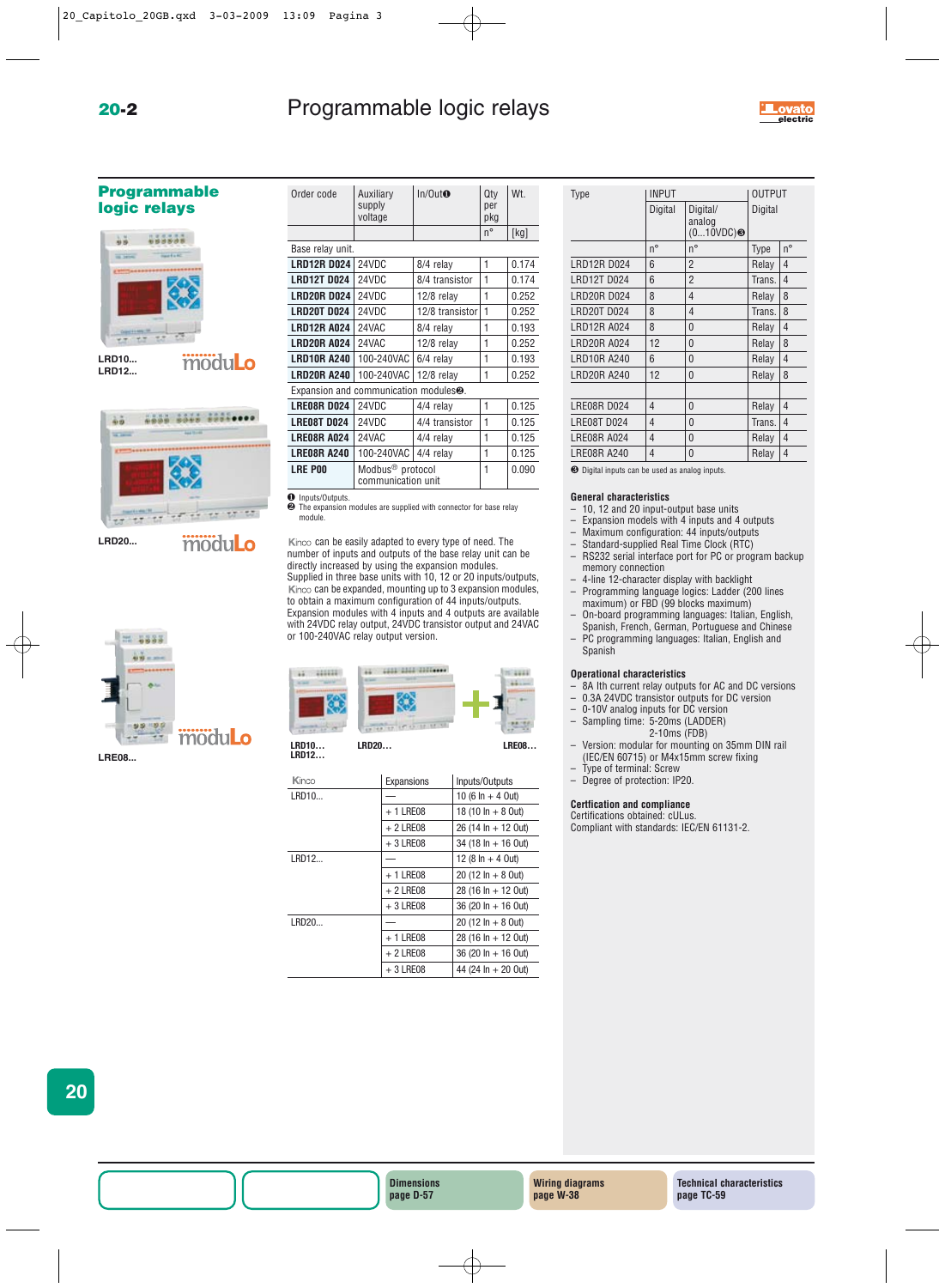# Programmable logic relays

## Programmable logic relays

LRD10...
LRD12...

LRD20...

LRE08...

| Order code | Auxiliary supply voltage | In/Out❶ | Qty per pkg | Wt. |
|---|---|---|---|---|
| | | | n° | [kg] |
| Base relay unit. | | | | |
| **LRD12R D024** | 24VDC | 8/4 relay | 1 | 0.174 |
| **LRD12T D024** | 24VDC | 8/4 transistor | 1 | 0.174 |
| **LRD20R D024** | 24VDC | 12/8 relay | 1 | 0.252 |
| **LRD20T D024** | 24VDC | 12/8 transistor | 1 | 0.252 |
| **LRD12R A024** | 24VAC | 8/4 relay | 1 | 0.193 |
| **LRD20R A024** | 24VAC | 12/8 relay | 1 | 0.252 |
| **LRD10R A240** | 100-240VAC | 6/4 relay | 1 | 0.193 |
| **LRD20R A240** | 100-240VAC | 12/8 relay | 1 | 0.252 |
| Expansion and communication modules❷. | | | | |
| **LRE08R D024** | 24VDC | 4/4 relay | 1 | 0.125 |
| **LRE08T D024** | 24VDC | 4/4 transistor | 1 | 0.125 |
| **LRE08R A024** | 24VAC | 4/4 relay | 1 | 0.125 |
| **LRE08R A240** | 100-240VAC | 4/4 relay | 1 | 0.125 |
| **LRE P00** | Modbus® protocol communication unit | | 1 | 0.090 |

❶ Inputs/Outputs.
❷ The expansion modules are supplied with connector for base relay module.

Kinco can be easily adapted to every type of need. The number of inputs and outputs of the base relay unit can be directly increased by using the expansion modules.
Supplied in three base units with 10, 12 or 20 inputs/outputs, Kinco can be expanded, mounting up to 3 expansion modules, to obtain a maximum configuration of 44 inputs/outputs.
Expansion modules with 4 inputs and 4 outputs are available with 24VDC relay output, 24VDC transistor output and 24VAC or 100-240VAC relay output version.

LRD10...
LRD12...
LRD20...
LRE08...

| Kinco | Expansions | Inputs/Outputs |
|---|---|---|
| LRD10... | — | 10 (6 In + 4 Out) |
| | + 1 LRE08 | 18 (10 In + 8 Out) |
| | + 2 LRE08 | 26 (14 In + 12 Out) |
| | + 3 LRE08 | 34 (18 In + 16 Out) |
| LRD12... | — | 12 (8 In + 4 Out) |
| | + 1 LRE08 | 20 (12 In + 8 Out) |
| | + 2 LRE08 | 28 (16 In + 12 Out) |
| | + 3 LRE08 | 36 (20 In + 16 Out) |
| LRD20... | — | 20 (12 In + 8 Out) |
| | + 1 LRE08 | 28 (16 In + 12 Out) |
| | + 2 LRE08 | 36 (20 In + 16 Out) |
| | + 3 LRE08 | 44 (24 In + 20 Out) |

| Type | INPUT | | OUTPUT | |
|---|---|---|---|---|
| | Digital | Digital/ analog (0...10VDC)❸ | Digital | |
| | n° | n° | Type | n° |
| LRD12R D024 | 6 | 2 | Relay | 4 |
| LRD12T D024 | 6 | 2 | Trans. | 4 |
| LRD20R D024 | 8 | 4 | Relay | 8 |
| LRD20T D024 | 8 | 4 | Trans. | 8 |
| LRD12R A024 | 8 | 0 | Relay | 4 |
| LRD20R A024 | 12 | 0 | Relay | 8 |
| LRD10R A240 | 6 | 0 | Relay | 4 |
| LRD20R A240 | 12 | 0 | Relay | 8 |
| | | | | |
| LRE08R D024 | 4 | 0 | Relay | 4 |
| LRE08T D024 | 4 | 0 | Trans. | 4 |
| LRE08R A024 | 4 | 0 | Relay | 4 |
| LRE08R A240 | 4 | 0 | Relay | 4 |

❸ Digital inputs can be used as analog inputs.

### General characteristics

- 10, 12 and 20 input-output base units
- Expansion models with 4 inputs and 4 outputs
- Maximum configuration: 44 inputs/outputs
- Standard-supplied Real Time Clock (RTC)
- RS232 serial interface port for PC or program backup memory connection
- 4-line 12-character display with backlight
- Programming language logics: Ladder (200 lines maximum) or FBD (99 blocks maximum)
- On-board programming languages: Italian, English, Spanish, French, German, Portuguese and Chinese
- PC programming languages: Italian, English and Spanish

### Operational characteristics

- 8A Ith current relay outputs for AC and DC versions
- 0.3A 24VDC transistor outputs for DC version
- 0-10V analog inputs for DC version
- Sampling time: 5-20ms (LADDER)
  2-10ms (FDB)
- Version: modular for mounting on 35mm DIN rail (IEC/EN 60715) or M4x15mm screw fixing
- Type of terminal: Screw
- Degree of protection: IP20.

### Certfication and compliance

Certifications obtained: cULus.
Compliant with standards: IEC/EN 61131-2.

Dimensions page D-57 | Wiring diagrams page W-38 | Technical characteristics page TC-59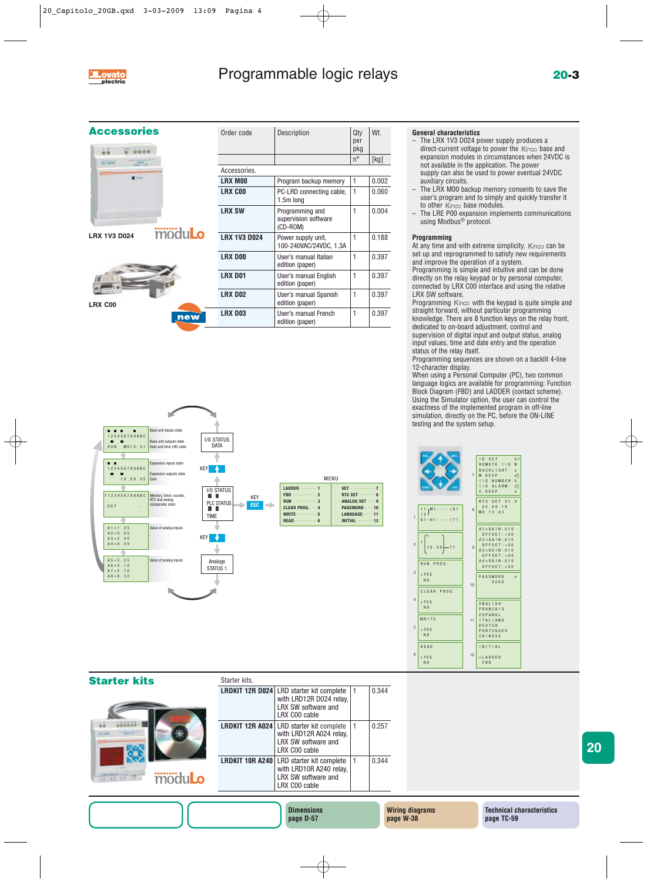# Programmable logic relays

## Accessories

LRX 1V3 D024

LRX C00

| Order code | Description | Qty per pkg | Wt. |
|---|---|---|---|
| | | n° | [kg] |
| Accessories. | | | |
| **LRX M00** | Program backup memory | 1 | 0.002 |
| **LRX C00** | PC-LRD connecting cable, 1.5m long | 1 | 0.060 |
| **LRX SW** | Programming and supervision software (CD-ROM) | 1 | 0.004 |
| **LRX 1V3 D024** | Power supply unit, 100-240VAC/24VDC, 1.3A | 1 | 0.188 |
| **LRX D00** | User's manual Italian edition (paper) | 1 | 0.397 |
| **LRX D01** | User's manual English edition (paper) | 1 | 0.397 |
| **LRX D02** | User's manual Spanish edition (paper) | 1 | 0.397 |
| **LRX D03** | User's manual French edition (paper) | 1 | 0.397 |

### General characteristics

- The LRX 1V3 D024 power supply produces a direct-current voltage to power the Kinco base and expansion modules in circumstances when 24VDC is not available in the application. The power supply can also be used to power eventual 24VDC auxiliary circuits.
- The LRX M00 backup memory consents to save the user's program and to simply and quickly transfer it to other Kinco base modules.
- The LRE P00 expansion implements communications using Modbus® protocol.

### Programming

At any time and with extreme simplicity, Kinco can be set up and reprogrammed to satisfy new requirements and improve the operation of a system.
Programming is simple and intuitive and can be done directly on the relay keypad or by personal computer, connected by LRX C00 interface and using the relative LRX SW software.
Programming Kinco with the keypad is quite simple and straight forward, without particular programming knowledge. There are 8 function keys on the relay front, dedicated to on-board adjustment, control and supervision of digital input and output status, analog input values, time and date entry and the operation status of the relay itself.
Programming sequences are shown on a backlit 4-line 12-character display.
When using a Personal Computer (PC), two common language logics are available for programming: Function Block Diagram (FBD) and LADDER (contact scheme).
Using the Simulator option, the user can control the exactness of the implemented program in off-line simulation, directly on the PC, before the ON-LINE testing and the system setup.

Base unit inputs state
Base unit outputs state
Date and time LRD state
Expansion inputs state
Expansion outputs state
Date
Memory, timer, counter, RTC and analog comparator state
Value of analog inputs
Value of analog inputs

I/O STATUS DATA
KEY
I/O STATUS
PLC STATUS
TIME
KEY ESC
KEY
Analogs STATUS 1

MENU
LADDER 1 · FBD 2 · RUN 3 · CLEAR PROG. 4 · WRITE 5 · READ 6
SET 7 · RTC SET 8 · ANALOG SET 9 · PASSWORD 10 · LANGUAGE 11 · INITIAL 12

## Starter kits

| Order code | Description | Qty per pkg | Wt. |
|---|---|---|---|
| Starter kits. | | | |
| **LRDKIT 12R D024** | LRD starter kit complete with LRD12R D024 relay, LRX SW software and LRX C00 cable | 1 | 0.344 |
| **LRDKIT 12R A024** | LRD starter kit complete with LRD12R A024 relay, LRX SW software and LRX C00 cable | 1 | 0.257 |
| **LRDKIT 10R A240** | LRD starter kit complete with LRD10R A240 relay, LRX SW software and LRX C00 cable | 1 | 0.344 |

Dimensions page D-57 | Wiring diagrams page W-38 | Technical characteristics page TC-59